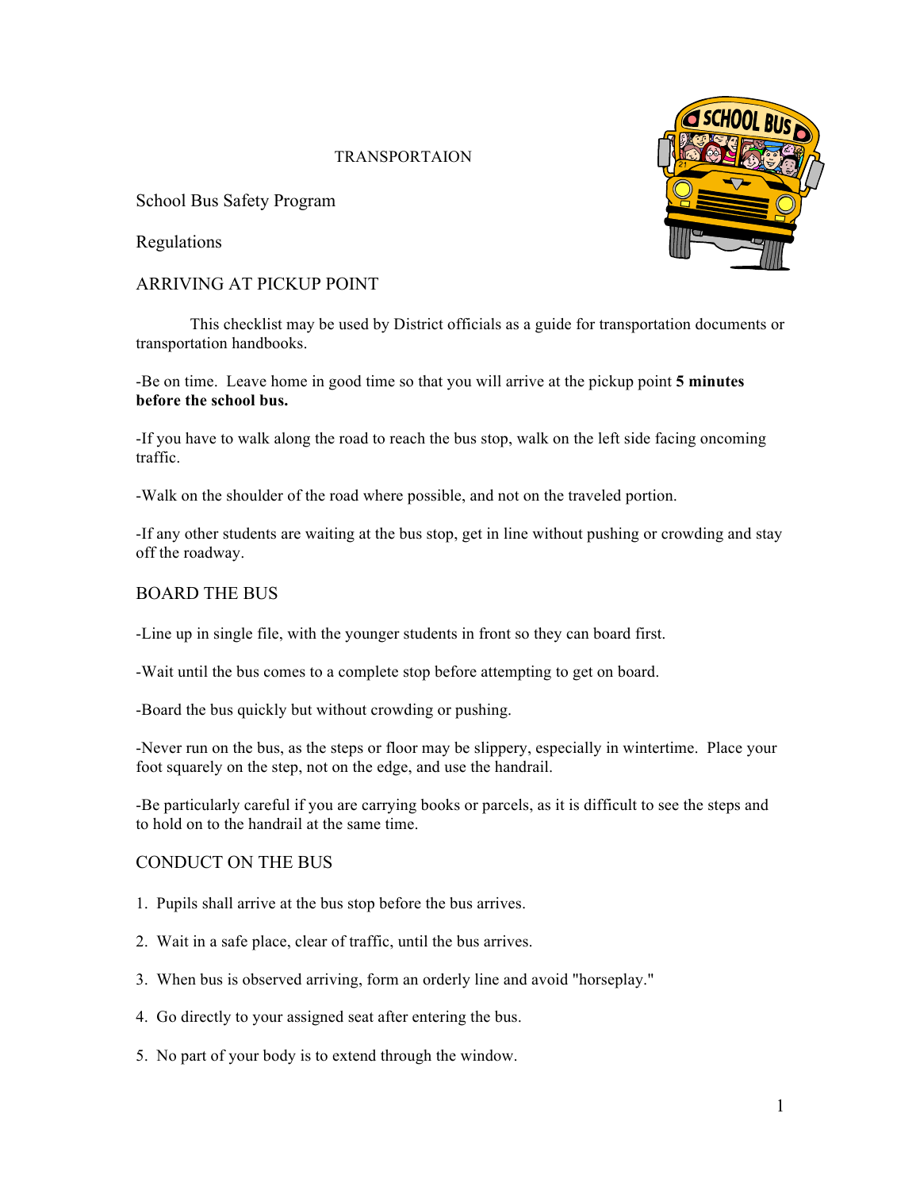# TRANSPORTAION

## School Bus Safety Program

## Regulations

## ARRIVING AT PICKUP POINT

This checklist may be used by District officials as a guide for transportation documents or transportation handbooks.

-Be on time. Leave home in good time so that you will arrive at the pickup point **5 minutes before the school bus.**

-If you have to walk along the road to reach the bus stop, walk on the left side facing oncoming traffic.

-Walk on the shoulder of the road where possible, and not on the traveled portion.

-If any other students are waiting at the bus stop, get in line without pushing or crowding and stay off the roadway.

## BOARD THE BUS

-Line up in single file, with the younger students in front so they can board first.

-Wait until the bus comes to a complete stop before attempting to get on board.

-Board the bus quickly but without crowding or pushing.

-Never run on the bus, as the steps or floor may be slippery, especially in wintertime. Place your foot squarely on the step, not on the edge, and use the handrail.

-Be particularly careful if you are carrying books or parcels, as it is difficult to see the steps and to hold on to the handrail at the same time.

## CONDUCT ON THE BUS

1. Pupils shall arrive at the bus stop before the bus arrives.

2. Wait in a safe place, clear of traffic, until the bus arrives.

3. When bus is observed arriving, form an orderly line and avoid "horseplay."

4. Go directly to your assigned seat after entering the bus.

5. No part of your body is to extend through the window.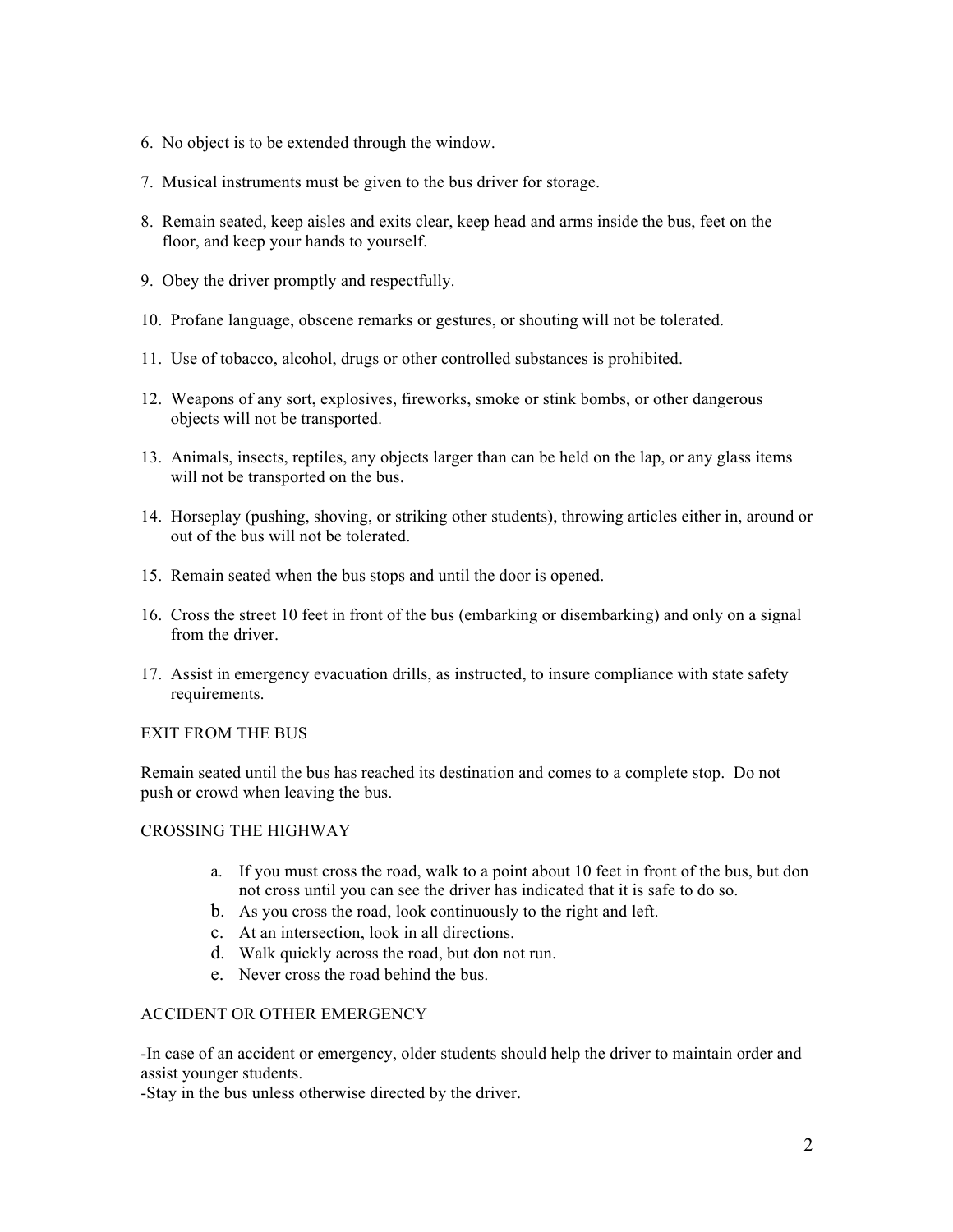6. No object is to be extended through the window.

7. Musical instruments must be given to the bus driver for storage.

8. Remain seated, keep aisles and exits clear, keep head and arms inside the bus, feet on the floor, and keep your hands to yourself.

9. Obey the driver promptly and respectfully.

10. Profane language, obscene remarks or gestures, or shouting will not be tolerated.

11. Use of tobacco, alcohol, drugs or other controlled substances is prohibited.

12. Weapons of any sort, explosives, fireworks, smoke or stink bombs, or other dangerous objects will not be transported.

13. Animals, insects, reptiles, any objects larger than can be held on the lap, or any glass items will not be transported on the bus.

14. Horseplay (pushing, shoving, or striking other students), throwing articles either in, around or out of the bus will not be tolerated.

15. Remain seated when the bus stops and until the door is opened.

16. Cross the street 10 feet in front of the bus (embarking or disembarking) and only on a signal from the driver.

17. Assist in emergency evacuation drills, as instructed, to insure compliance with state safety requirements.

## EXIT FROM THE BUS

Remain seated until the bus has reached its destination and comes to a complete stop. Do not push or crowd when leaving the bus.

## CROSSING THE HIGHWAY

a. If you must cross the road, walk to a point about 10 feet in front of the bus, but don not cross until you can see the driver has indicated that it is safe to do so.
b. As you cross the road, look continuously to the right and left.
c. At an intersection, look in all directions.
d. Walk quickly across the road, but don not run.
e. Never cross the road behind the bus.

## ACCIDENT OR OTHER EMERGENCY

-In case of an accident or emergency, older students should help the driver to maintain order and assist younger students.
-Stay in the bus unless otherwise directed by the driver.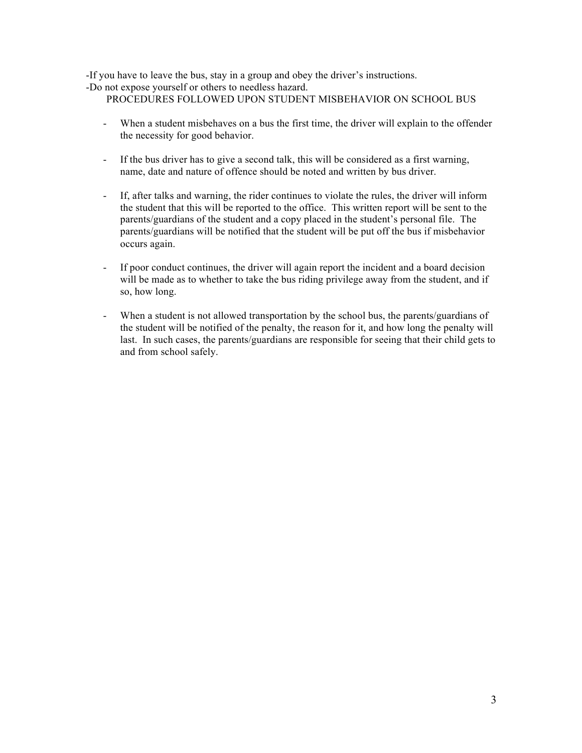-If you have to leave the bus, stay in a group and obey the driver's instructions.
-Do not expose yourself or others to needless hazard.

## PROCEDURES FOLLOWED UPON STUDENT MISBEHAVIOR ON SCHOOL BUS

- When a student misbehaves on a bus the first time, the driver will explain to the offender the necessity for good behavior.

- If the bus driver has to give a second talk, this will be considered as a first warning, name, date and nature of offence should be noted and written by bus driver.

- If, after talks and warning, the rider continues to violate the rules, the driver will inform the student that this will be reported to the office. This written report will be sent to the parents/guardians of the student and a copy placed in the student's personal file. The parents/guardians will be notified that the student will be put off the bus if misbehavior occurs again.

- If poor conduct continues, the driver will again report the incident and a board decision will be made as to whether to take the bus riding privilege away from the student, and if so, how long.

- When a student is not allowed transportation by the school bus, the parents/guardians of the student will be notified of the penalty, the reason for it, and how long the penalty will last. In such cases, the parents/guardians are responsible for seeing that their child gets to and from school safely.